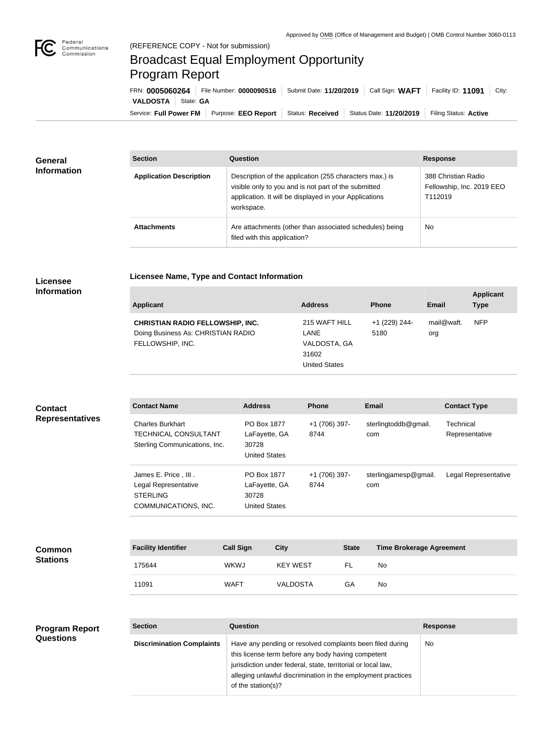Approved by OMB (Office of Management and Budget) | OMB Control Number 3060-0113

(REFERENCE COPY - Not for submission)

# Broadcast Equal Employment Opportunity Program Report

FRN: **0005060264** | File Number: **0000090516** | Submit Date: **11/20/2019** | Call Sign: **WAFT** | Facility ID: **11091** | City: **VALDOSTA** | State: **GA**

Service: **Full Power FM** | Purpose: **EEO Report** | Status: **Received** | Status Date: **11/20/2019** | Filing Status: **Active**

## General Information

| Section | Question | Response |
|---|---|---|
| **Application Description** | Description of the application (255 characters max.) is visible only to you and is not part of the submitted application. It will be displayed in your Applications workspace. | 388 Christian Radio Fellowship, Inc. 2019 EEO T112019 |
| **Attachments** | Are attachments (other than associated schedules) being filed with this application? | No |

## Licensee Information

### Licensee Name, Type and Contact Information

| Applicant | Address | Phone | Email | Applicant Type |
|---|---|---|---|---|
| **CHRISTIAN RADIO FELLOWSHIP, INC.** Doing Business As: CHRISTIAN RADIO FELLOWSHIP, INC. | 215 WAFT HILL LANE VALDOSTA, GA 31602 United States | +1 (229) 244-5180 | mail@waft.org | NFP |

## Contact Representatives

| Contact Name | Address | Phone | Email | Contact Type |
|---|---|---|---|---|
| Charles Burkhart TECHNICAL CONSULTANT Sterling Communications, Inc. | PO Box 1877 LaFayette, GA 30728 United States | +1 (706) 397-8744 | sterlingtoddb@gmail.com | Technical Representative |
| James E. Price , III . Legal Representative STERLING COMMUNICATIONS, INC. | PO Box 1877 LaFayette, GA 30728 United States | +1 (706) 397-8744 | sterlingjamesp@gmail.com | Legal Representative |

## Common Stations

| Facility Identifier | Call Sign | City | State | Time Brokerage Agreement |
|---|---|---|---|---|
| 175644 | WKWJ | KEY WEST | FL | No |
| 11091 | WAFT | VALDOSTA | GA | No |

## Program Report Questions

| Section | Question | Response |
|---|---|---|
| **Discrimination Complaints** | Have any pending or resolved complaints been filed during this license term before any body having competent jurisdiction under federal, state, territorial or local law, alleging unlawful discrimination in the employment practices of the station(s)? | No |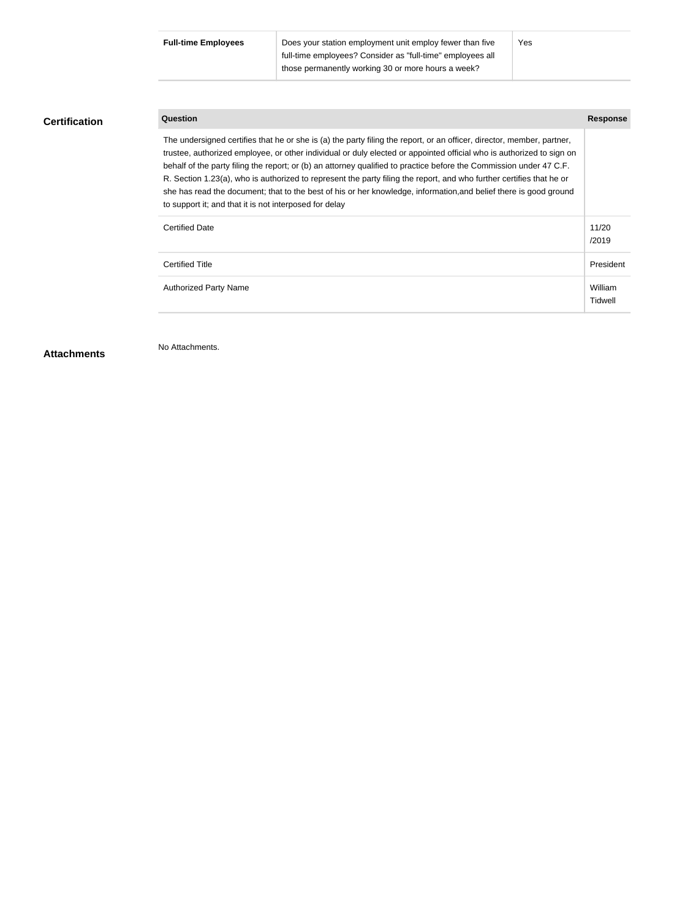| | | |
|---|---|---|
| **Full-time Employees** | Does your station employment unit employ fewer than five full-time employees? Consider as "full-time" employees all those permanently working 30 or more hours a week? | Yes |

## Certification

| Question | Response |
|---|---|
| The undersigned certifies that he or she is (a) the party filing the report, or an officer, director, member, partner, trustee, authorized employee, or other individual or duly elected or appointed official who is authorized to sign on behalf of the party filing the report; or (b) an attorney qualified to practice before the Commission under 47 C.F. R. Section 1.23(a), who is authorized to represent the party filing the report, and who further certifies that he or she has read the document; that to the best of his or her knowledge, information,and belief there is good ground to support it; and that it is not interposed for delay | |
| Certified Date | 11/20/2019 |
| Certified Title | President |
| Authorized Party Name | William Tidwell |

## Attachments

No Attachments.